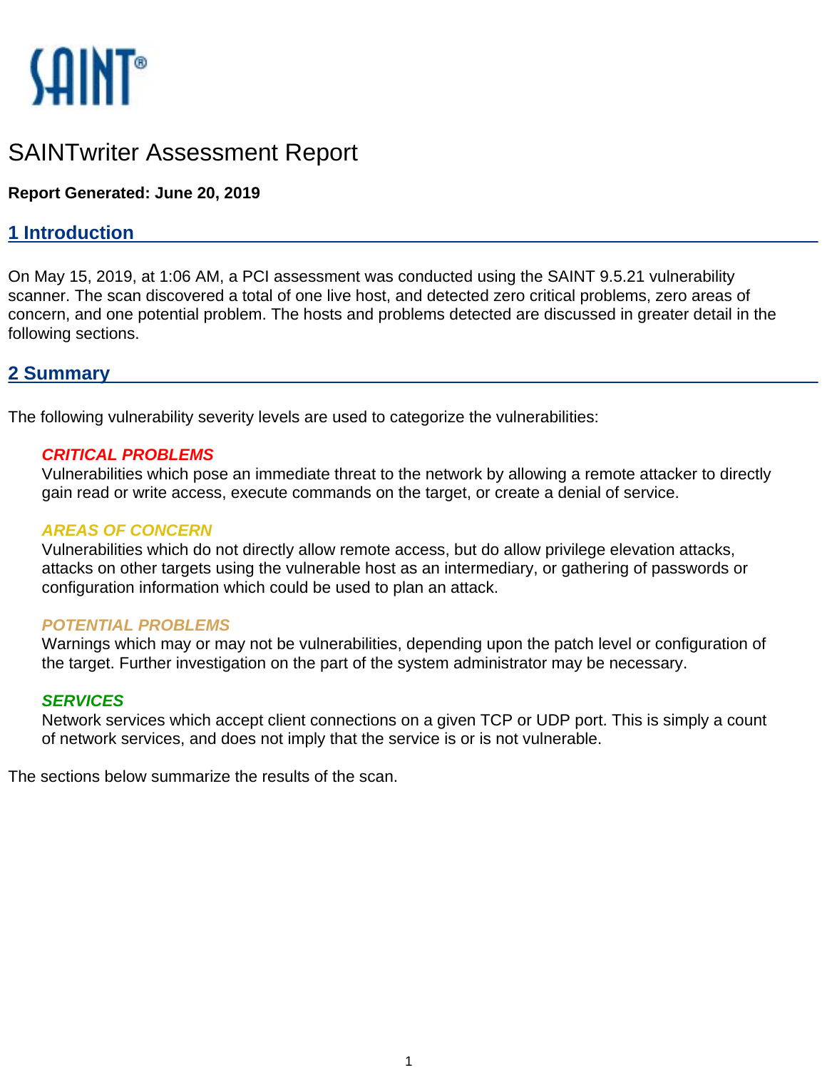# SAINTwriter Assessment Report

**Report Generated: June 20, 2019**

## 1 Introduction

On May 15, 2019, at 1:06 AM, a PCI assessment was conducted using the SAINT 9.5.21 vulnerability scanner. The scan discovered a total of one live host, and detected zero critical problems, zero areas of concern, and one potential problem. The hosts and problems detected are discussed in greater detail in the following sections.

## 2 Summary

The following vulnerability severity levels are used to categorize the vulnerabilities:

***CRITICAL PROBLEMS***
Vulnerabilities which pose an immediate threat to the network by allowing a remote attacker to directly gain read or write access, execute commands on the target, or create a denial of service.

***AREAS OF CONCERN***
Vulnerabilities which do not directly allow remote access, but do allow privilege elevation attacks, attacks on other targets using the vulnerable host as an intermediary, or gathering of passwords or configuration information which could be used to plan an attack.

***POTENTIAL PROBLEMS***
Warnings which may or may not be vulnerabilities, depending upon the patch level or configuration of the target. Further investigation on the part of the system administrator may be necessary.

***SERVICES***
Network services which accept client connections on a given TCP or UDP port. This is simply a count of network services, and does not imply that the service is or is not vulnerable.

The sections below summarize the results of the scan.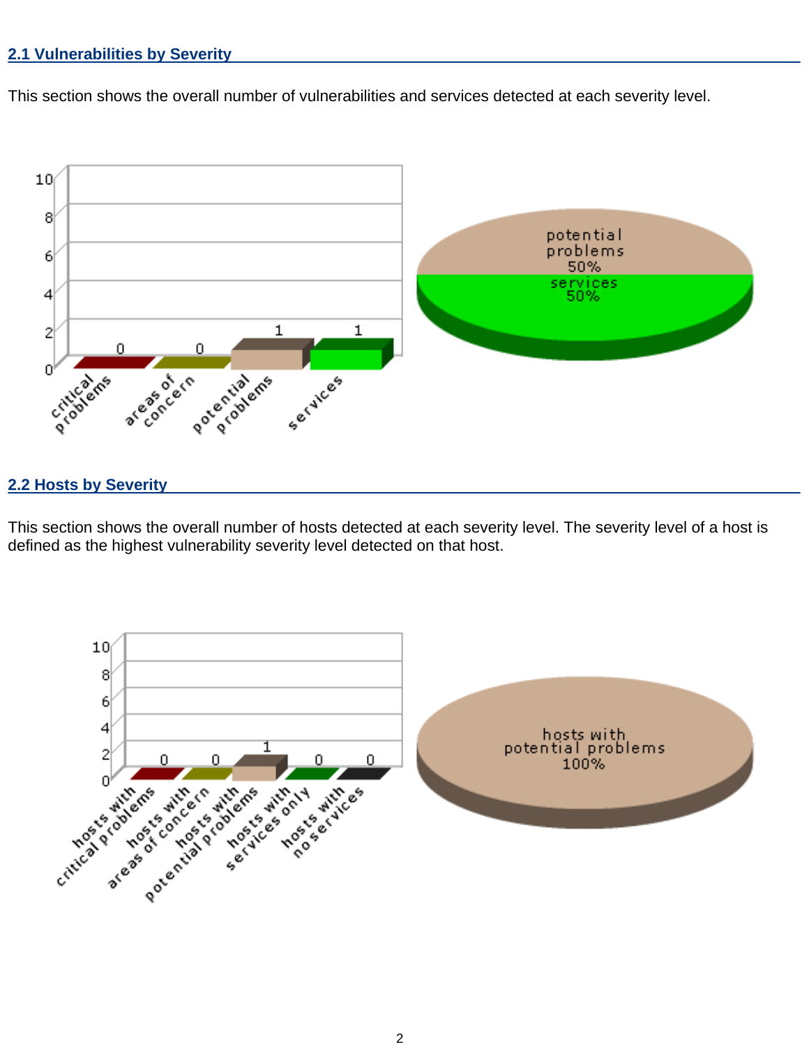## 2.1 Vulnerabilities by Severity

This section shows the overall number of vulnerabilities and services detected at each severity level.

## 2.2 Hosts by Severity

This section shows the overall number of hosts detected at each severity level. The severity level of a host is defined as the highest vulnerability severity level detected on that host.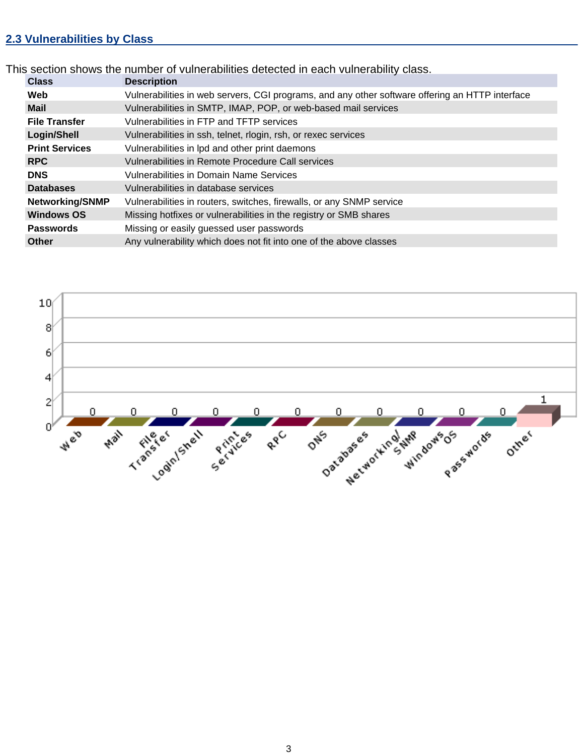## 2.3 Vulnerabilities by Class

This section shows the number of vulnerabilities detected in each vulnerability class.

| Class | Description |
|---|---|
| **Web** | Vulnerabilities in web servers, CGI programs, and any other software offering an HTTP interface |
| **Mail** | Vulnerabilities in SMTP, IMAP, POP, or web-based mail services |
| **File Transfer** | Vulnerabilities in FTP and TFTP services |
| **Login/Shell** | Vulnerabilities in ssh, telnet, rlogin, rsh, or rexec services |
| **Print Services** | Vulnerabilities in lpd and other print daemons |
| **RPC** | Vulnerabilities in Remote Procedure Call services |
| **DNS** | Vulnerabilities in Domain Name Services |
| **Databases** | Vulnerabilities in database services |
| **Networking/SNMP** | Vulnerabilities in routers, switches, firewalls, or any SNMP service |
| **Windows OS** | Missing hotfixes or vulnerabilities in the registry or SMB shares |
| **Passwords** | Missing or easily guessed user passwords |
| **Other** | Any vulnerability which does not fit into one of the above classes |

| Class | Count |
|---|---|
| Web | 0 |
| Mail | 0 |
| File Transfer | 0 |
| Login/Shell | 0 |
| Print Services | 0 |
| RPC | 0 |
| DNS | 0 |
| Databases | 0 |
| Networking/SNMP | 0 |
| Windows OS | 0 |
| Passwords | 0 |
| Other | 1 |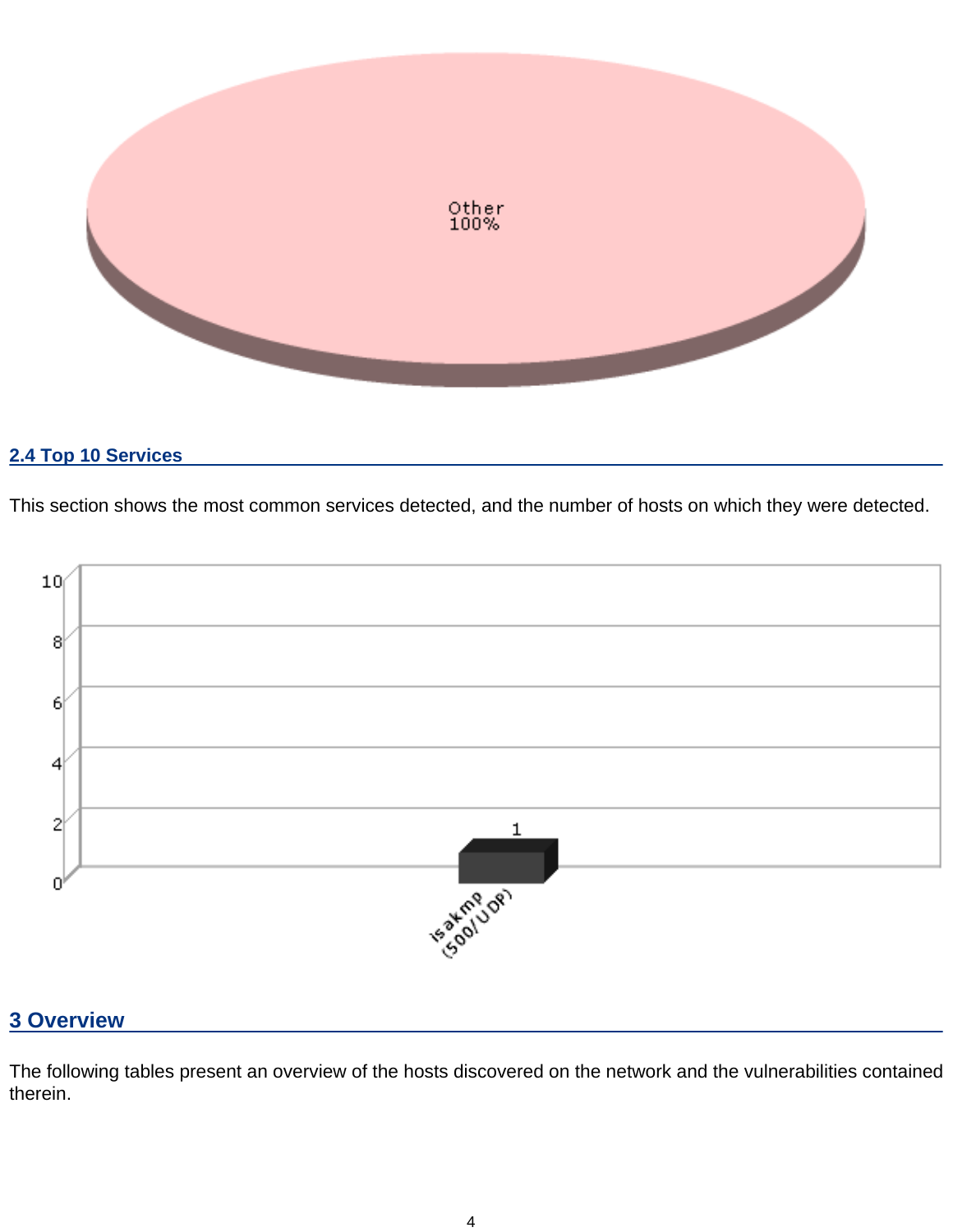## 2.4 Top 10 Services

This section shows the most common services detected, and the number of hosts on which they were detected.

# 3 Overview

The following tables present an overview of the hosts discovered on the network and the vulnerabilities contained therein.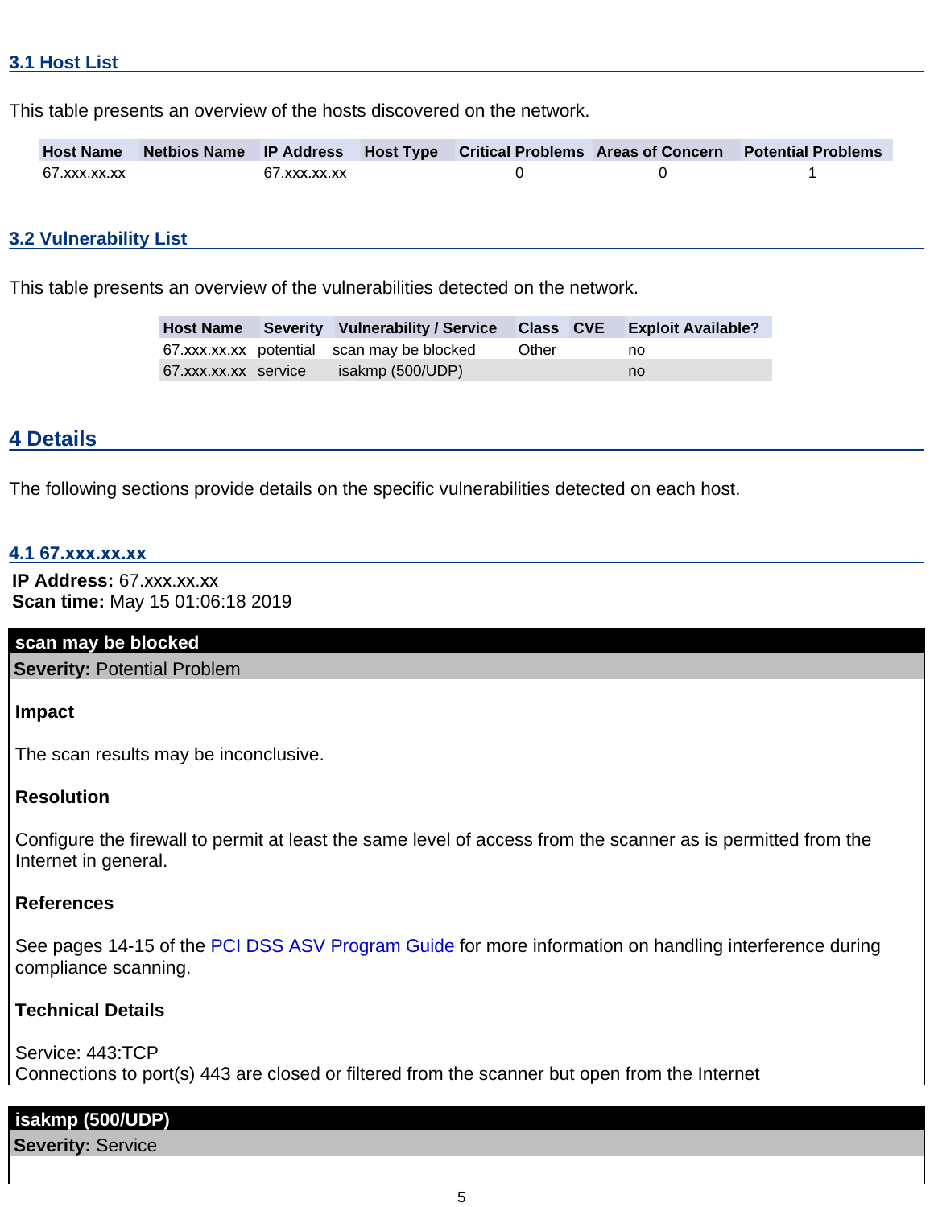### 3.1 Host List

This table presents an overview of the hosts discovered on the network.

| Host Name | Netbios Name | IP Address | Host Type | Critical Problems | Areas of Concern | Potential Problems |
|---|---|---|---|---|---|---|
| 67.xxx.xx.xx | | 67.xxx.xx.xx | | 0 | 0 | 1 |

### 3.2 Vulnerability List

This table presents an overview of the vulnerabilities detected on the network.

| Host Name | Severity | Vulnerability / Service | Class | CVE | Exploit Available? |
|---|---|---|---|---|---|
| 67.xxx.xx.xx | potential | scan may be blocked | Other | | no |
| 67.xxx.xx.xx | service | isakmp (500/UDP) | | | no |

## 4 Details

The following sections provide details on the specific vulnerabilities detected on each host.

### 4.1 67.xxx.xx.xx

**IP Address:** 67.xxx.xx.xx
**Scan time:** May 15 01:06:18 2019

#### scan may be blocked

**Severity:** Potential Problem

**Impact**

The scan results may be inconclusive.

**Resolution**

Configure the firewall to permit at least the same level of access from the scanner as is permitted from the Internet in general.

**References**

See pages 14-15 of the PCI DSS ASV Program Guide for more information on handling interference during compliance scanning.

**Technical Details**

Service: 443:TCP
Connections to port(s) 443 are closed or filtered from the scanner but open from the Internet

#### isakmp (500/UDP)

**Severity:** Service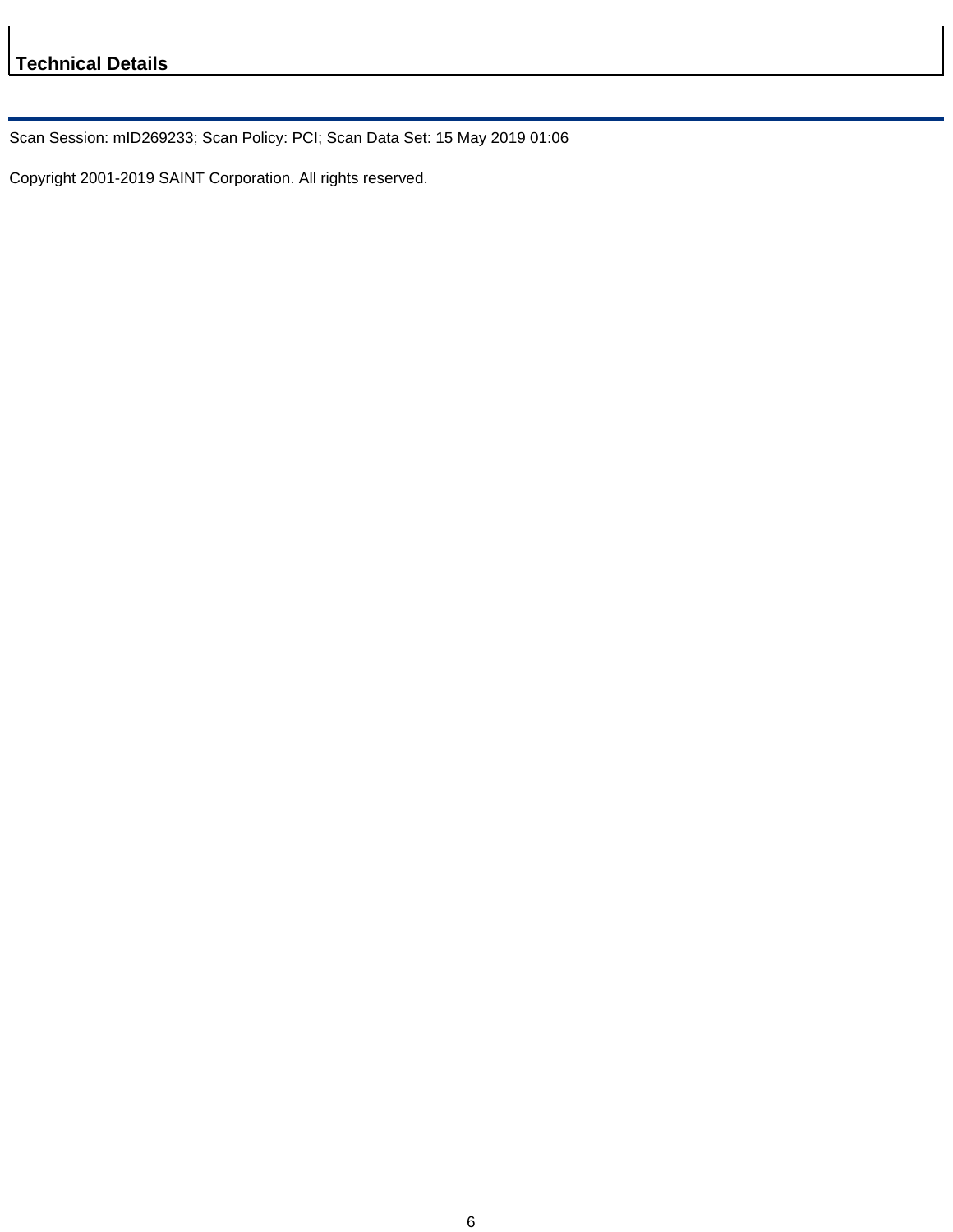## Technical Details

Scan Session: mID269233; Scan Policy: PCI; Scan Data Set: 15 May 2019 01:06

Copyright 2001-2019 SAINT Corporation. All rights reserved.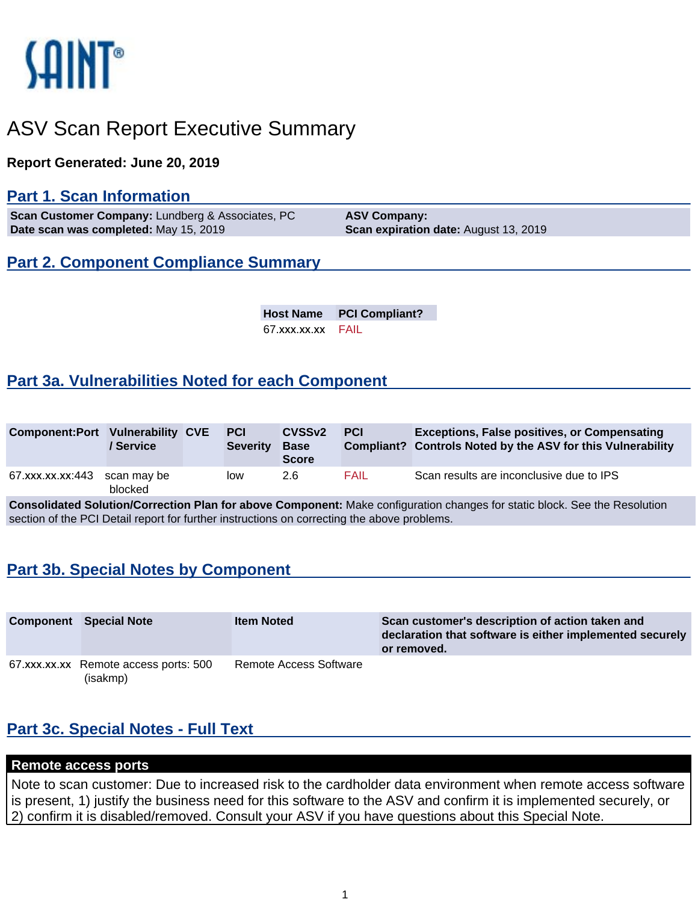SAINT®

# ASV Scan Report Executive Summary

**Report Generated: June 20, 2019**

## Part 1. Scan Information

| | |
|---|---|
| **Scan Customer Company:** Lundberg & Associates, PC | **ASV Company:** |
| **Date scan was completed:** May 15, 2019 | **Scan expiration date:** August 13, 2019 |

## Part 2. Component Compliance Summary

| Host Name | PCI Compliant? |
|---|---|
| 67.xxx.xx.xx | FAIL |

## Part 3a. Vulnerabilities Noted for each Component

| Component:Port | Vulnerability / Service | CVE | PCI Severity | CVSSv2 Base Score | PCI Compliant? | Exceptions, False positives, or Compensating Controls Noted by the ASV for this Vulnerability |
|---|---|---|---|---|---|---|
| 67.xxx.xx.xx:443 | scan may be blocked | | low | 2.6 | FAIL | Scan results are inconclusive due to IPS |

**Consolidated Solution/Correction Plan for above Component:** Make configuration changes for static block. See the Resolution section of the PCI Detail report for further instructions on correcting the above problems.

## Part 3b. Special Notes by Component

| Component | Special Note | Item Noted | Scan customer's description of action taken and declaration that software is either implemented securely or removed. |
|---|---|---|---|
| 67.xxx.xx.xx | Remote access ports: 500 (isakmp) | Remote Access Software | |

## Part 3c. Special Notes - Full Text

**Remote access ports**

Note to scan customer: Due to increased risk to the cardholder data environment when remote access software is present, 1) justify the business need for this software to the ASV and confirm it is implemented securely, or 2) confirm it is disabled/removed. Consult your ASV if you have questions about this Special Note.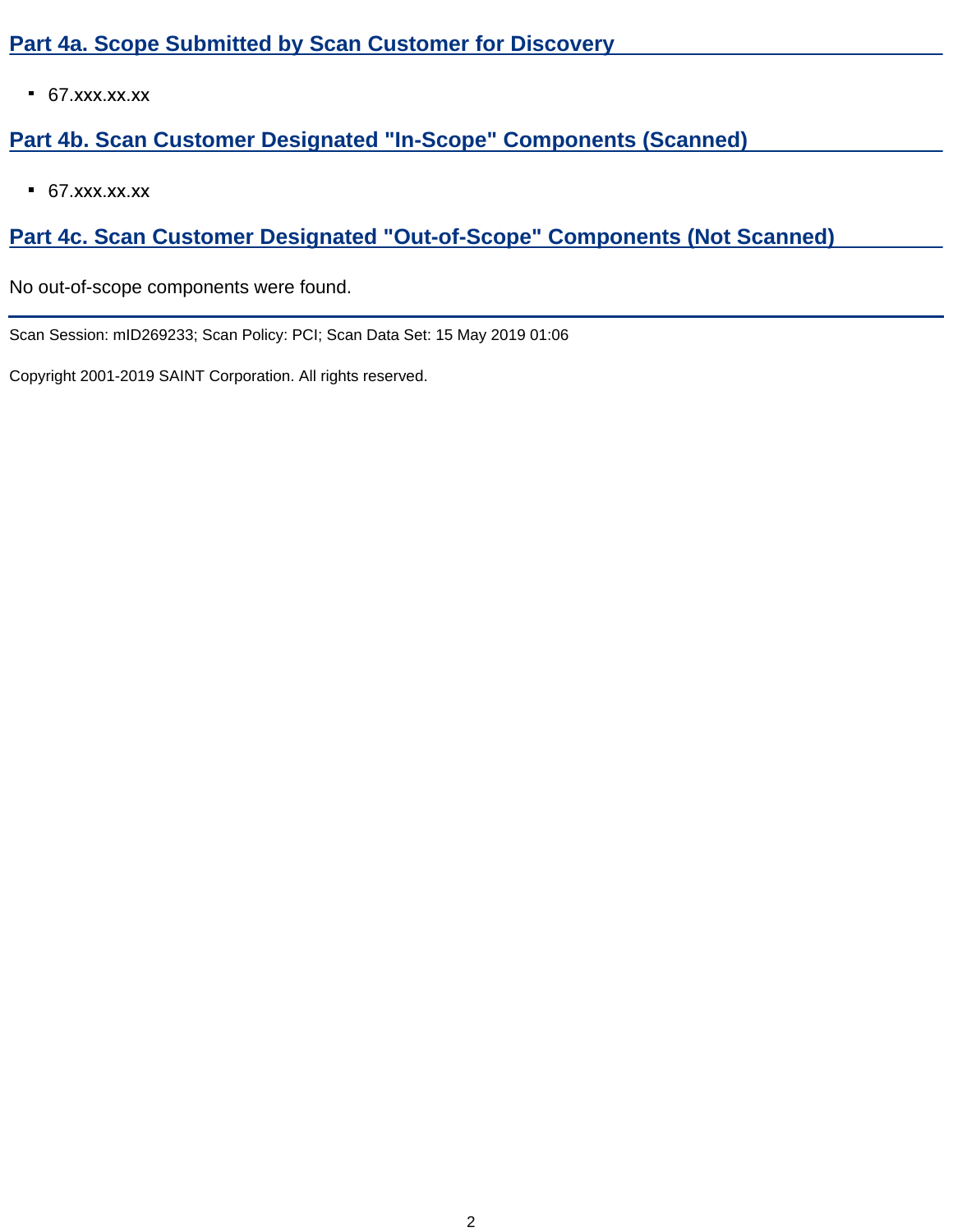## Part 4a. Scope Submitted by Scan Customer for Discovery

- 67.xxx.xx.xx

## Part 4b. Scan Customer Designated "In-Scope" Components (Scanned)

- 67.xxx.xx.xx

## Part 4c. Scan Customer Designated "Out-of-Scope" Components (Not Scanned)

No out-of-scope components were found.

---

Scan Session: mID269233; Scan Policy: PCI; Scan Data Set: 15 May 2019 01:06

Copyright 2001-2019 SAINT Corporation. All rights reserved.